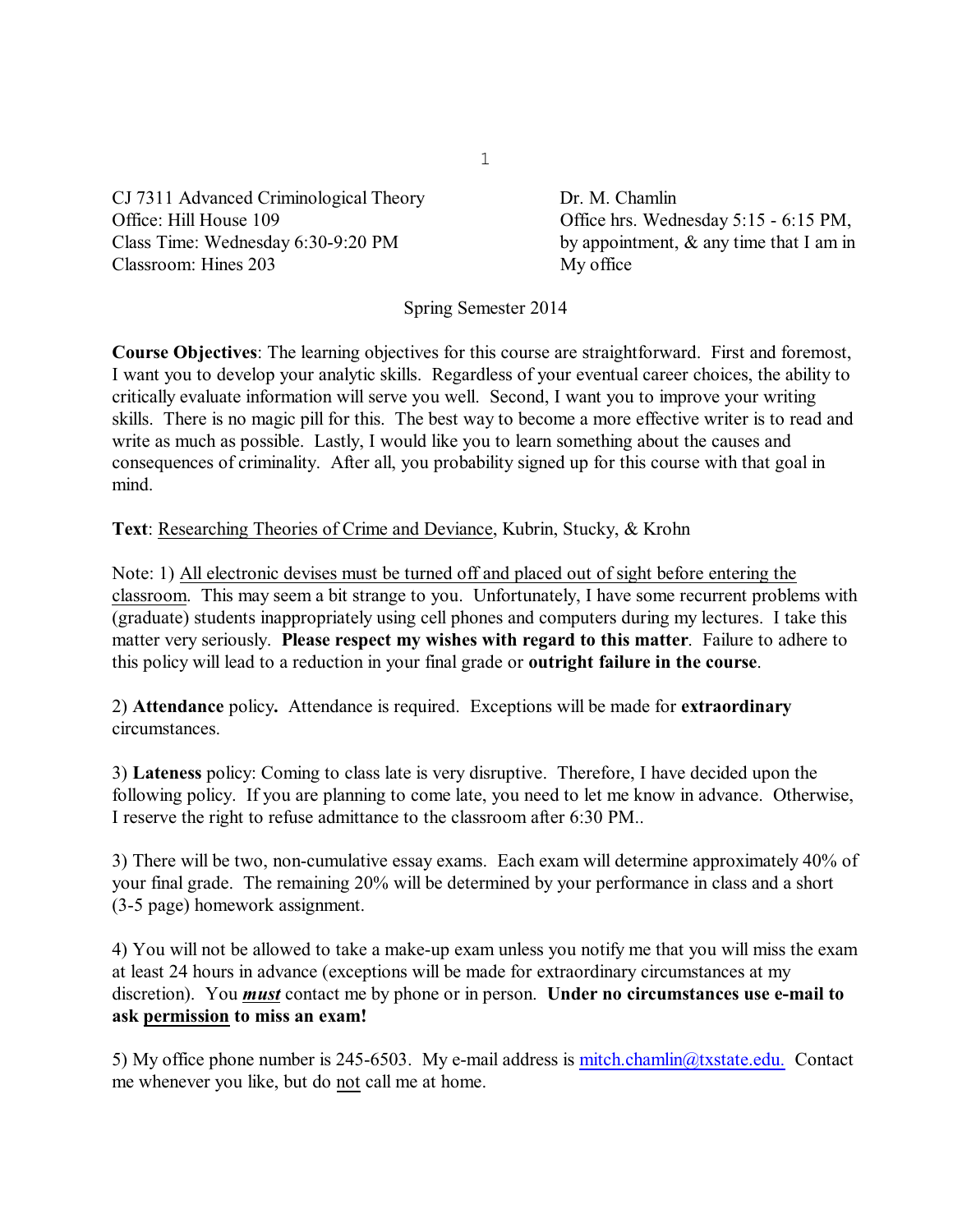CJ 7311 Advanced Criminological Theory
Office: Hill House 109
Class Time: Wednesday 6:30-9:20 PM
Classroom: Hines 203

Dr. M. Chamlin
Office hrs. Wednesday 5:15 - 6:15 PM, by appointment, & any time that I am in My office

Spring Semester 2014

**Course Objectives**: The learning objectives for this course are straightforward. First and foremost, I want you to develop your analytic skills. Regardless of your eventual career choices, the ability to critically evaluate information will serve you well. Second, I want you to improve your writing skills. There is no magic pill for this. The best way to become a more effective writer is to read and write as much as possible. Lastly, I would like you to learn something about the causes and consequences of criminality. After all, you probability signed up for this course with that goal in mind.

**Text**: <u>Researching Theories of Crime and Deviance</u>, Kubrin, Stucky, & Krohn

Note: 1) <u>All electronic devises must be turned off and placed out of sight before entering the classroom</u>. This may seem a bit strange to you. Unfortunately, I have some recurrent problems with (graduate) students inappropriately using cell phones and computers during my lectures. I take this matter very seriously. **Please respect my wishes with regard to this matter**. Failure to adhere to this policy will lead to a reduction in your final grade or **outright failure in the course**.

2) **Attendance** policy**.** Attendance is required. Exceptions will be made for **extraordinary** circumstances.

3) **Lateness** policy: Coming to class late is very disruptive. Therefore, I have decided upon the following policy. If you are planning to come late, you need to let me know in advance. Otherwise, I reserve the right to refuse admittance to the classroom after 6:30 PM..

3) There will be two, non-cumulative essay exams. Each exam will determine approximately 40% of your final grade. The remaining 20% will be determined by your performance in class and a short (3-5 page) homework assignment.

4) You will not be allowed to take a make-up exam unless you notify me that you will miss the exam at least 24 hours in advance (exceptions will be made for extraordinary circumstances at my discretion). You ***<u>must</u>*** contact me by phone or in person. **Under no circumstances use e-mail to ask <u>permission</u> to miss an exam!**

5) My office phone number is 245-6503. My e-mail address is mitch.chamlin@txstate.edu. Contact me whenever you like, but do <u>not</u> call me at home.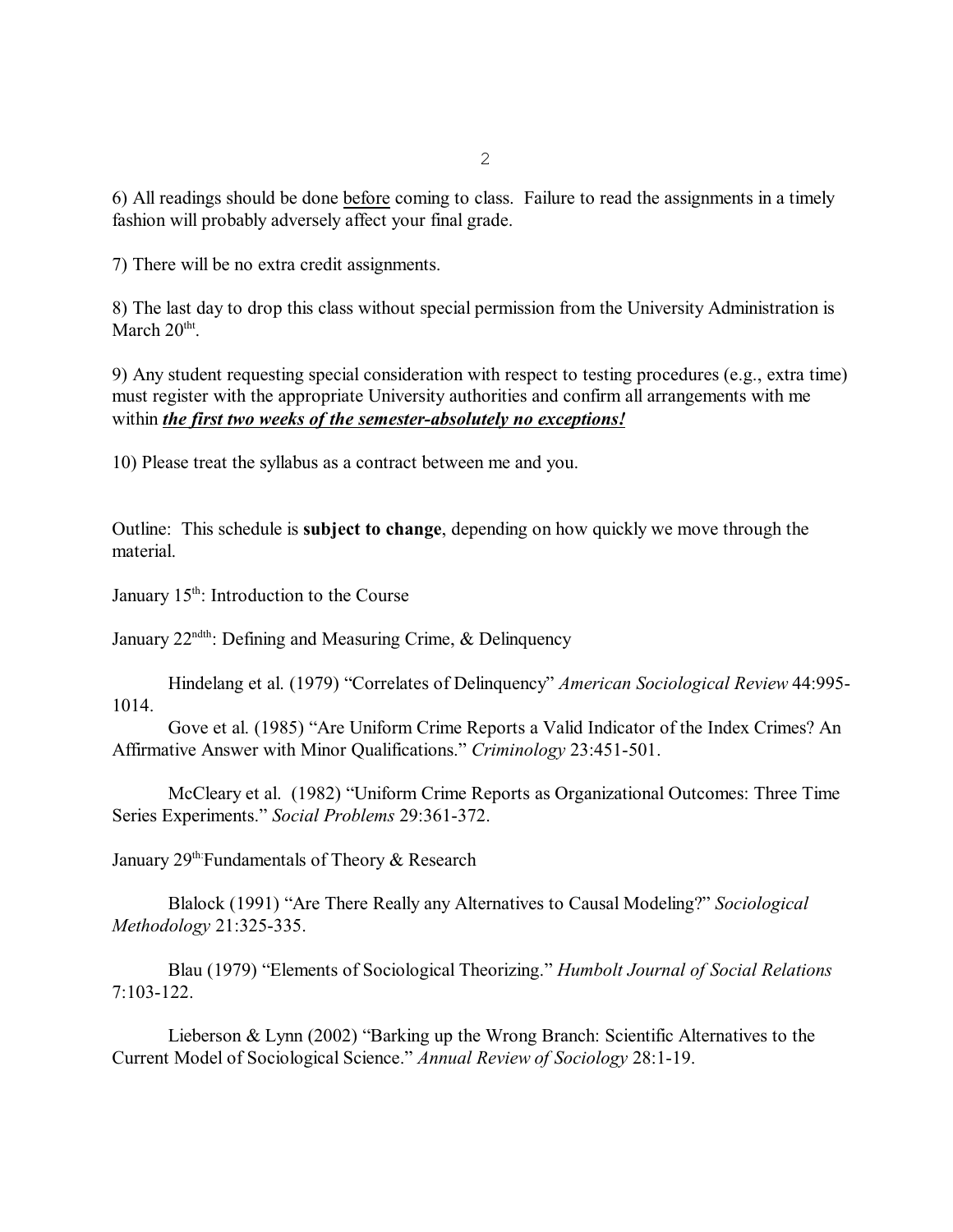6) All readings should be done before coming to class. Failure to read the assignments in a timely fashion will probably adversely affect your final grade.

7) There will be no extra credit assignments.

8) The last day to drop this class without special permission from the University Administration is March 20[tht].

9) Any student requesting special consideration with respect to testing procedures (e.g., extra time) must register with the appropriate University authorities and confirm all arrangements with me within ***the first two weeks of the semester-absolutely no exceptions!***

10) Please treat the syllabus as a contract between me and you.

Outline: This schedule is **subject to change**, depending on how quickly we move through the material.

January 15[th]: Introduction to the Course

January 22[ndth]: Defining and Measuring Crime, & Delinquency

Hindelang et al. (1979) "Correlates of Delinquency" *American Sociological Review* 44:995-1014.

Gove et al. (1985) "Are Uniform Crime Reports a Valid Indicator of the Index Crimes? An Affirmative Answer with Minor Qualifications." *Criminology* 23:451-501.

McCleary et al. (1982) "Uniform Crime Reports as Organizational Outcomes: Three Time Series Experiments." *Social Problems* 29:361-372.

January 29[th:]Fundamentals of Theory & Research

Blalock (1991) "Are There Really any Alternatives to Causal Modeling?" *Sociological Methodology* 21:325-335.

Blau (1979) "Elements of Sociological Theorizing." *Humbolt Journal of Social Relations* 7:103-122.

Lieberson & Lynn (2002) "Barking up the Wrong Branch: Scientific Alternatives to the Current Model of Sociological Science." *Annual Review of Sociology* 28:1-19.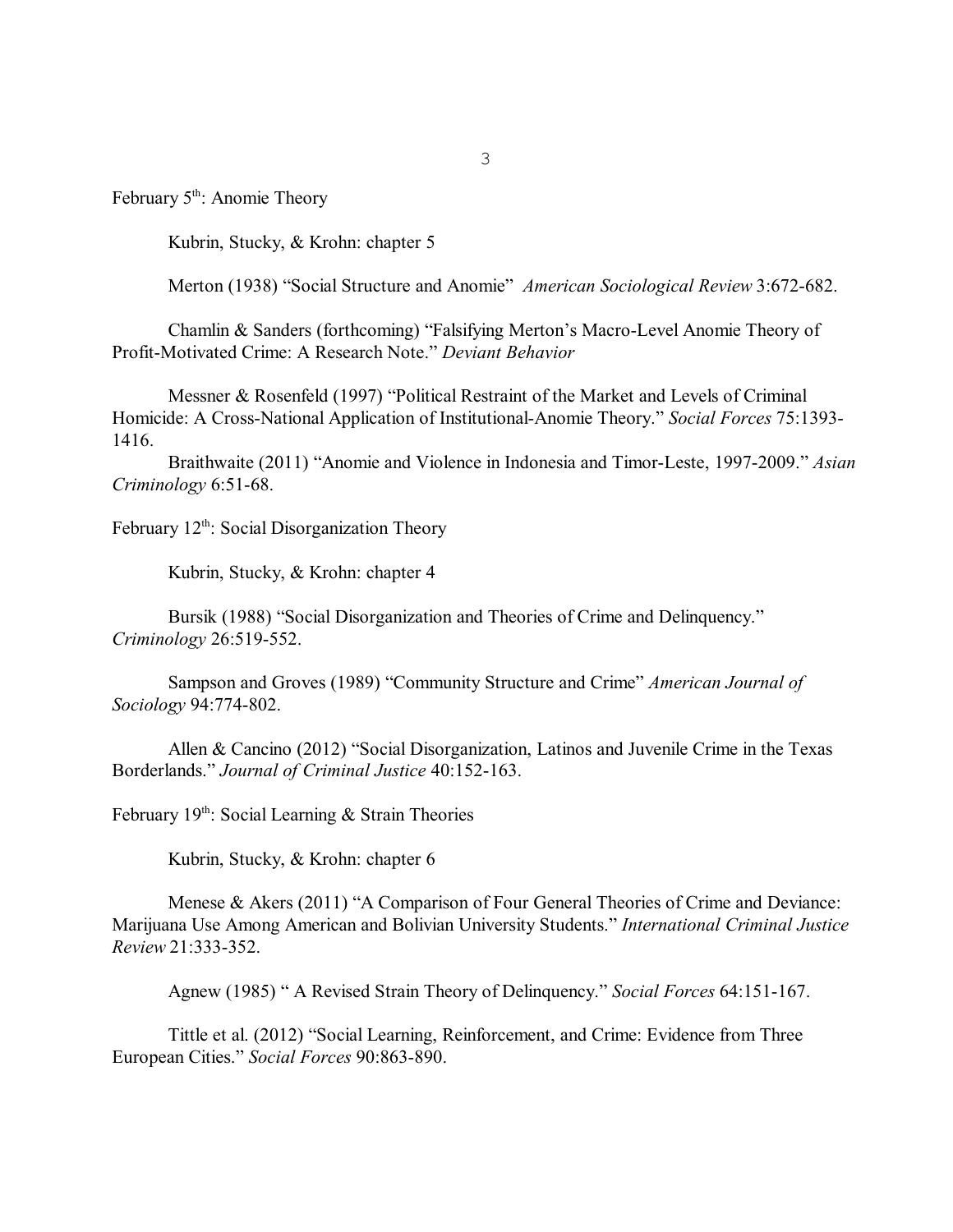February 5th: Anomie Theory

Kubrin, Stucky, & Krohn: chapter 5

Merton (1938) "Social Structure and Anomie" *American Sociological Review* 3:672-682.

Chamlin & Sanders (forthcoming) "Falsifying Merton's Macro-Level Anomie Theory of Profit-Motivated Crime: A Research Note." *Deviant Behavior*

Messner & Rosenfeld (1997) "Political Restraint of the Market and Levels of Criminal Homicide: A Cross-National Application of Institutional-Anomie Theory." *Social Forces* 75:1393-1416.

Braithwaite (2011) "Anomie and Violence in Indonesia and Timor-Leste, 1997-2009." *Asian Criminology* 6:51-68.

February 12th: Social Disorganization Theory

Kubrin, Stucky, & Krohn: chapter 4

Bursik (1988) "Social Disorganization and Theories of Crime and Delinquency." *Criminology* 26:519-552.

Sampson and Groves (1989) "Community Structure and Crime" *American Journal of Sociology* 94:774-802.

Allen & Cancino (2012) "Social Disorganization, Latinos and Juvenile Crime in the Texas Borderlands." *Journal of Criminal Justice* 40:152-163.

February 19th: Social Learning & Strain Theories

Kubrin, Stucky, & Krohn: chapter 6

Menese & Akers (2011) "A Comparison of Four General Theories of Crime and Deviance: Marijuana Use Among American and Bolivian University Students." *International Criminal Justice Review* 21:333-352.

Agnew (1985) " A Revised Strain Theory of Delinquency." *Social Forces* 64:151-167.

Tittle et al. (2012) "Social Learning, Reinforcement, and Crime: Evidence from Three European Cities." *Social Forces* 90:863-890.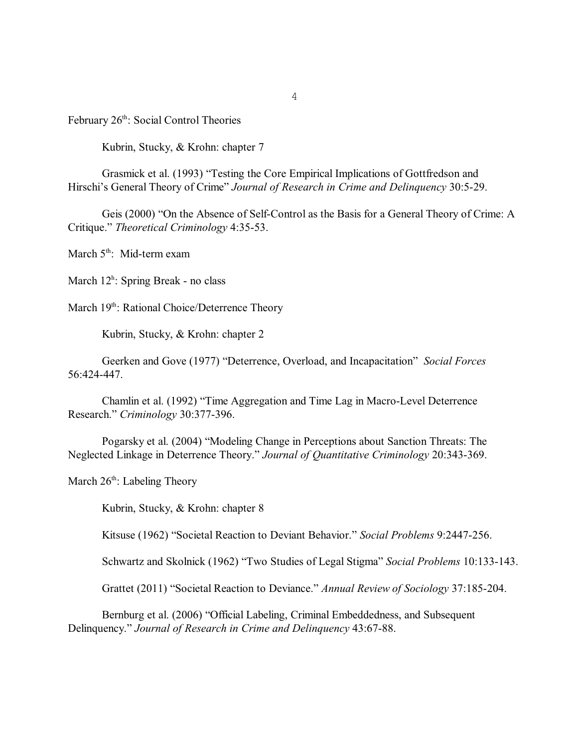February 26th: Social Control Theories

Kubrin, Stucky, & Krohn: chapter 7

Grasmick et al. (1993) "Testing the Core Empirical Implications of Gottfredson and Hirschi's General Theory of Crime" *Journal of Research in Crime and Delinquency* 30:5-29.

Geis (2000) "On the Absence of Self-Control as the Basis for a General Theory of Crime: A Critique." *Theoretical Criminology* 4:35-53.

March 5th: Mid-term exam

March 12h: Spring Break - no class

March 19th: Rational Choice/Deterrence Theory

Kubrin, Stucky, & Krohn: chapter 2

Geerken and Gove (1977) "Deterrence, Overload, and Incapacitation" *Social Forces* 56:424-447.

Chamlin et al. (1992) "Time Aggregation and Time Lag in Macro-Level Deterrence Research." *Criminology* 30:377-396.

Pogarsky et al. (2004) "Modeling Change in Perceptions about Sanction Threats: The Neglected Linkage in Deterrence Theory." *Journal of Quantitative Criminology* 20:343-369.

March 26th: Labeling Theory

Kubrin, Stucky, & Krohn: chapter 8

Kitsuse (1962) "Societal Reaction to Deviant Behavior." *Social Problems* 9:2447-256.

Schwartz and Skolnick (1962) "Two Studies of Legal Stigma" *Social Problems* 10:133-143.

Grattet (2011) "Societal Reaction to Deviance." *Annual Review of Sociology* 37:185-204.

Bernburg et al. (2006) "Official Labeling, Criminal Embeddedness, and Subsequent Delinquency." *Journal of Research in Crime and Delinquency* 43:67-88.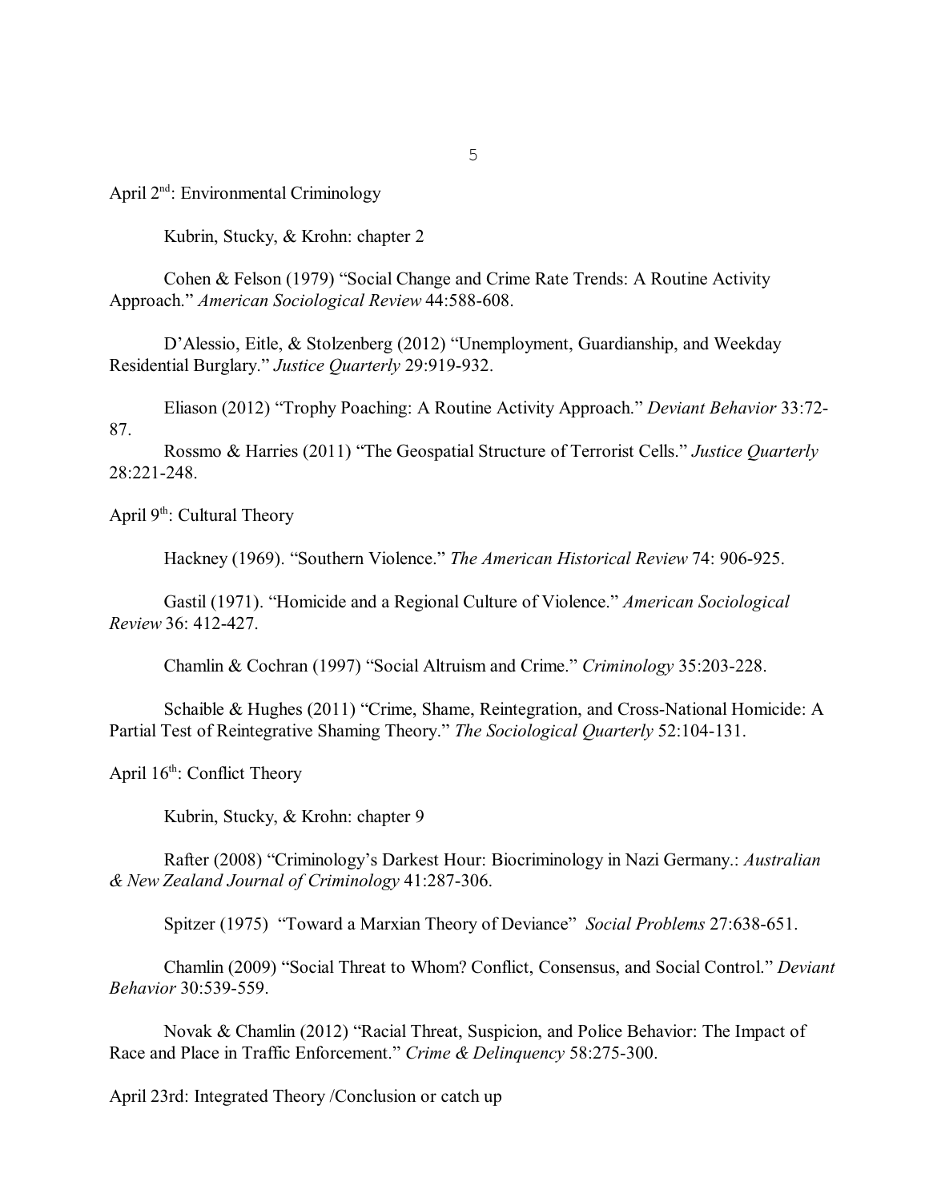April 2nd: Environmental Criminology

Kubrin, Stucky, & Krohn: chapter 2

Cohen & Felson (1979) "Social Change and Crime Rate Trends: A Routine Activity Approach." *American Sociological Review* 44:588-608.

D'Alessio, Eitle, & Stolzenberg (2012) "Unemployment, Guardianship, and Weekday Residential Burglary." *Justice Quarterly* 29:919-932.

Eliason (2012) "Trophy Poaching: A Routine Activity Approach." *Deviant Behavior* 33:72-87.

Rossmo & Harries (2011) "The Geospatial Structure of Terrorist Cells." *Justice Quarterly* 28:221-248.

April 9th: Cultural Theory

Hackney (1969). "Southern Violence." *The American Historical Review* 74: 906-925.

Gastil (1971). "Homicide and a Regional Culture of Violence." *American Sociological Review* 36: 412-427.

Chamlin & Cochran (1997) "Social Altruism and Crime." *Criminology* 35:203-228.

Schaible & Hughes (2011) "Crime, Shame, Reintegration, and Cross-National Homicide: A Partial Test of Reintegrative Shaming Theory." *The Sociological Quarterly* 52:104-131.

April 16th: Conflict Theory

Kubrin, Stucky, & Krohn: chapter 9

Rafter (2008) "Criminology's Darkest Hour: Biocriminology in Nazi Germany.: *Australian & New Zealand Journal of Criminology* 41:287-306.

Spitzer (1975) "Toward a Marxian Theory of Deviance" *Social Problems* 27:638-651.

Chamlin (2009) "Social Threat to Whom? Conflict, Consensus, and Social Control." *Deviant Behavior* 30:539-559.

Novak & Chamlin (2012) "Racial Threat, Suspicion, and Police Behavior: The Impact of Race and Place in Traffic Enforcement." *Crime & Delinquency* 58:275-300.

April 23rd: Integrated Theory /Conclusion or catch up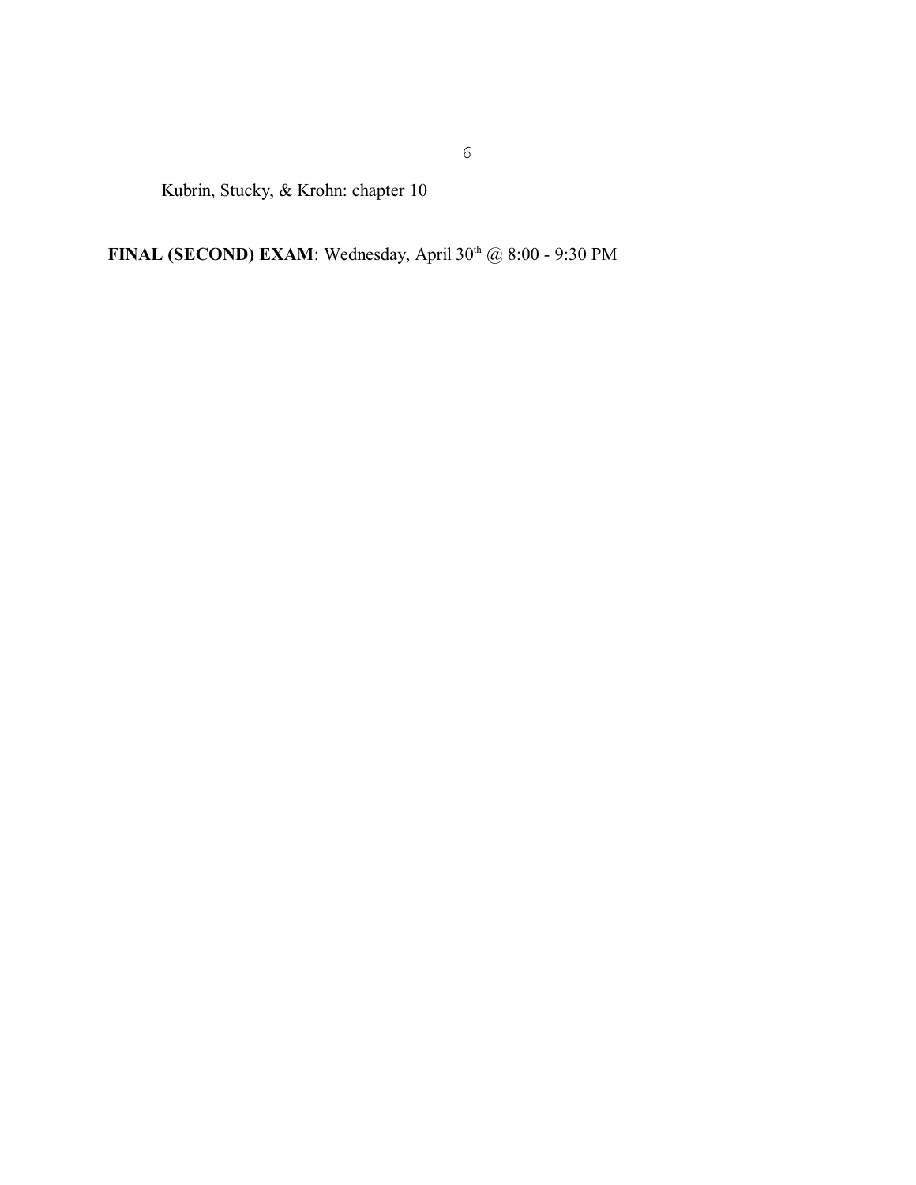Kubrin, Stucky, & Krohn: chapter 10

**FINAL (SECOND) EXAM**: Wednesday, April 30th @ 8:00 - 9:30 PM